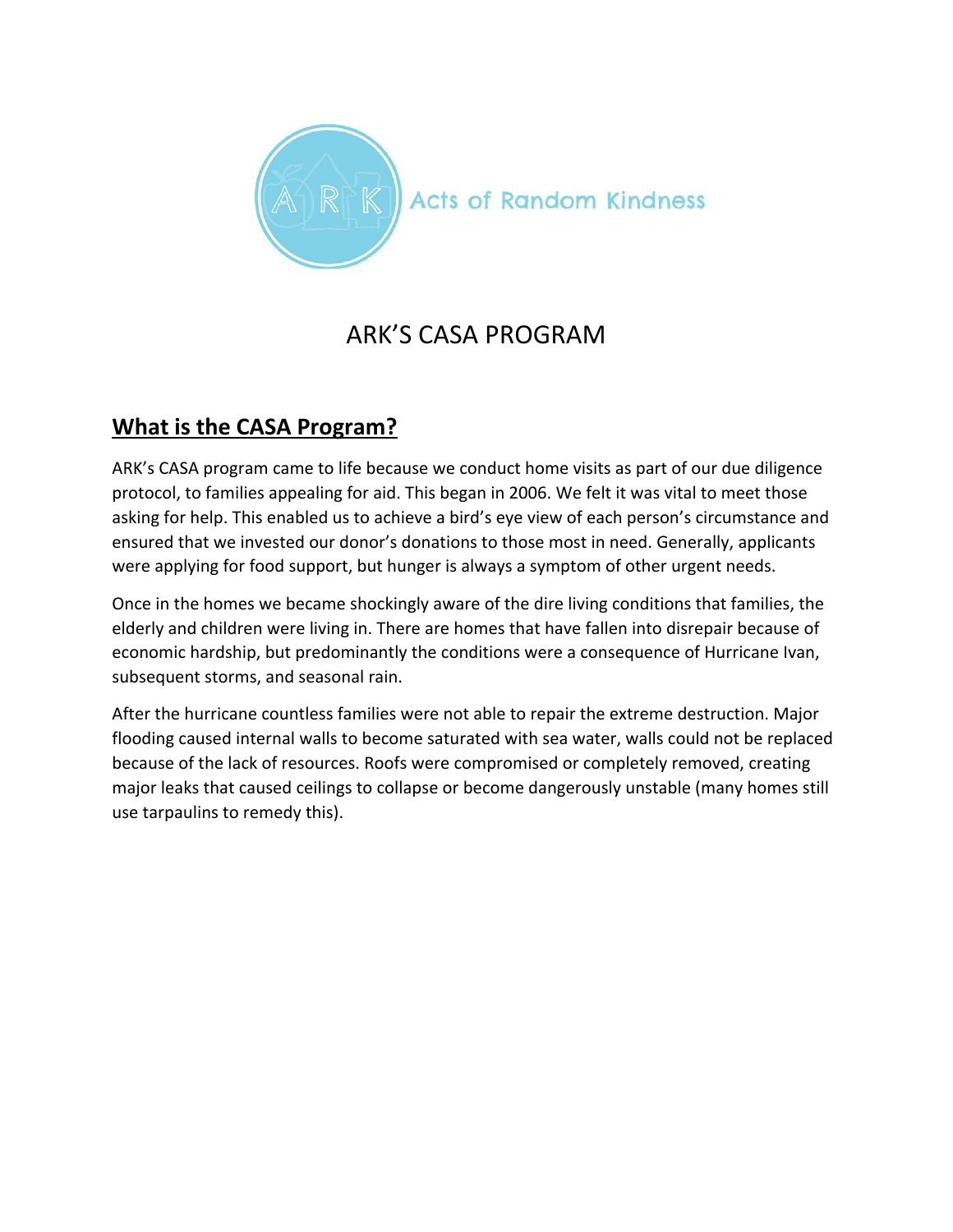Acts of Random Kindness

# ARK'S CASA PROGRAM

## What is the CASA Program?

ARK's CASA program came to life because we conduct home visits as part of our due diligence protocol, to families appealing for aid. This began in 2006. We felt it was vital to meet those asking for help. This enabled us to achieve a bird's eye view of each person's circumstance and ensured that we invested our donor's donations to those most in need. Generally, applicants were applying for food support, but hunger is always a symptom of other urgent needs.

Once in the homes we became shockingly aware of the dire living conditions that families, the elderly and children were living in. There are homes that have fallen into disrepair because of economic hardship, but predominantly the conditions were a consequence of Hurricane Ivan, subsequent storms, and seasonal rain.

After the hurricane countless families were not able to repair the extreme destruction. Major flooding caused internal walls to become saturated with sea water, walls could not be replaced because of the lack of resources. Roofs were compromised or completely removed, creating major leaks that caused ceilings to collapse or become dangerously unstable (many homes still use tarpaulins to remedy this).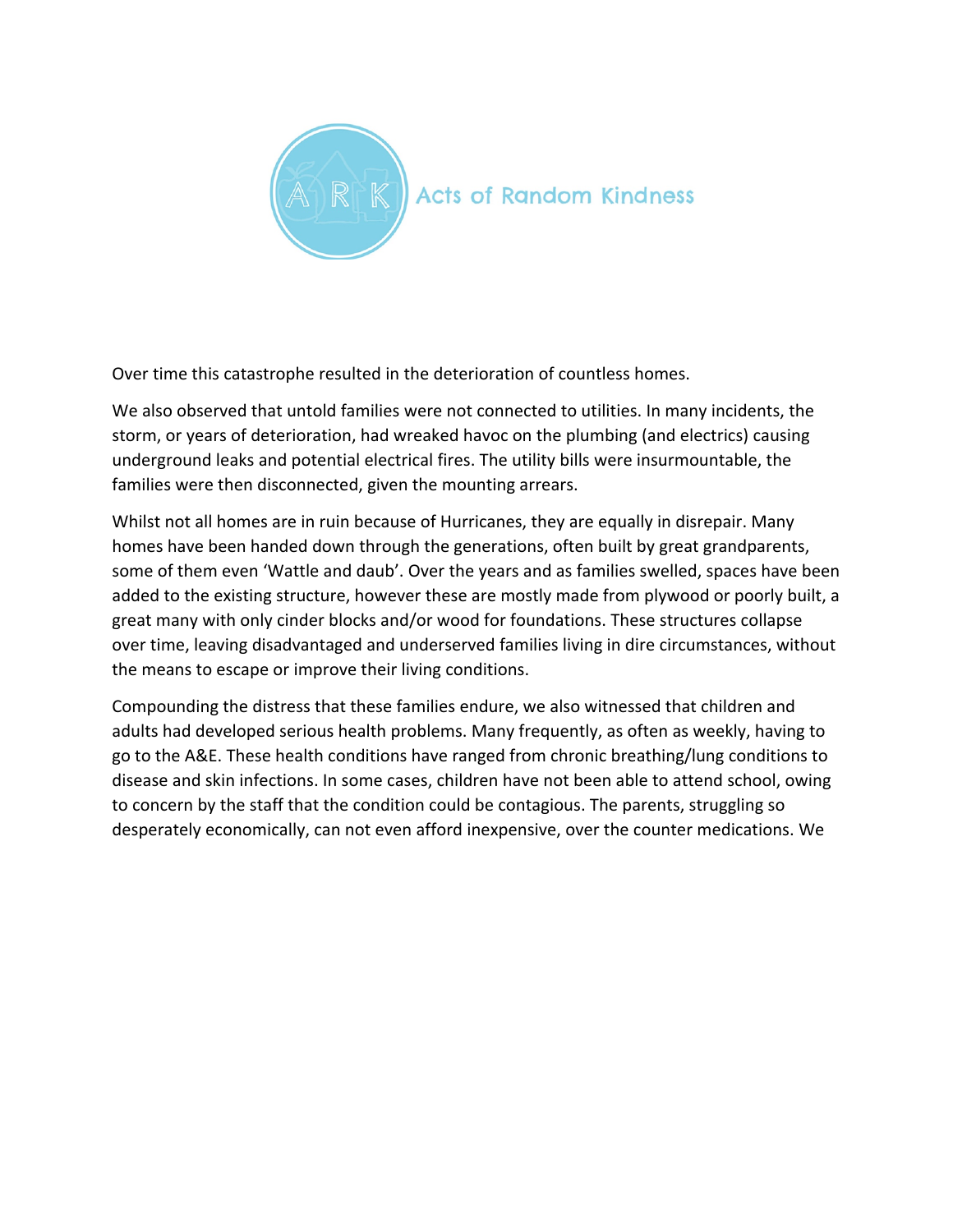Over time this catastrophe resulted in the deterioration of countless homes.

We also observed that untold families were not connected to utilities. In many incidents, the storm, or years of deterioration, had wreaked havoc on the plumbing (and electrics) causing underground leaks and potential electrical fires. The utility bills were insurmountable, the families were then disconnected, given the mounting arrears.

Whilst not all homes are in ruin because of Hurricanes, they are equally in disrepair. Many homes have been handed down through the generations, often built by great grandparents, some of them even 'Wattle and daub'. Over the years and as families swelled, spaces have been added to the existing structure, however these are mostly made from plywood or poorly built, a great many with only cinder blocks and/or wood for foundations. These structures collapse over time, leaving disadvantaged and underserved families living in dire circumstances, without the means to escape or improve their living conditions.

Compounding the distress that these families endure, we also witnessed that children and adults had developed serious health problems. Many frequently, as often as weekly, having to go to the A&E. These health conditions have ranged from chronic breathing/lung conditions to disease and skin infections. In some cases, children have not been able to attend school, owing to concern by the staff that the condition could be contagious. The parents, struggling so desperately economically, can not even afford inexpensive, over the counter medications. We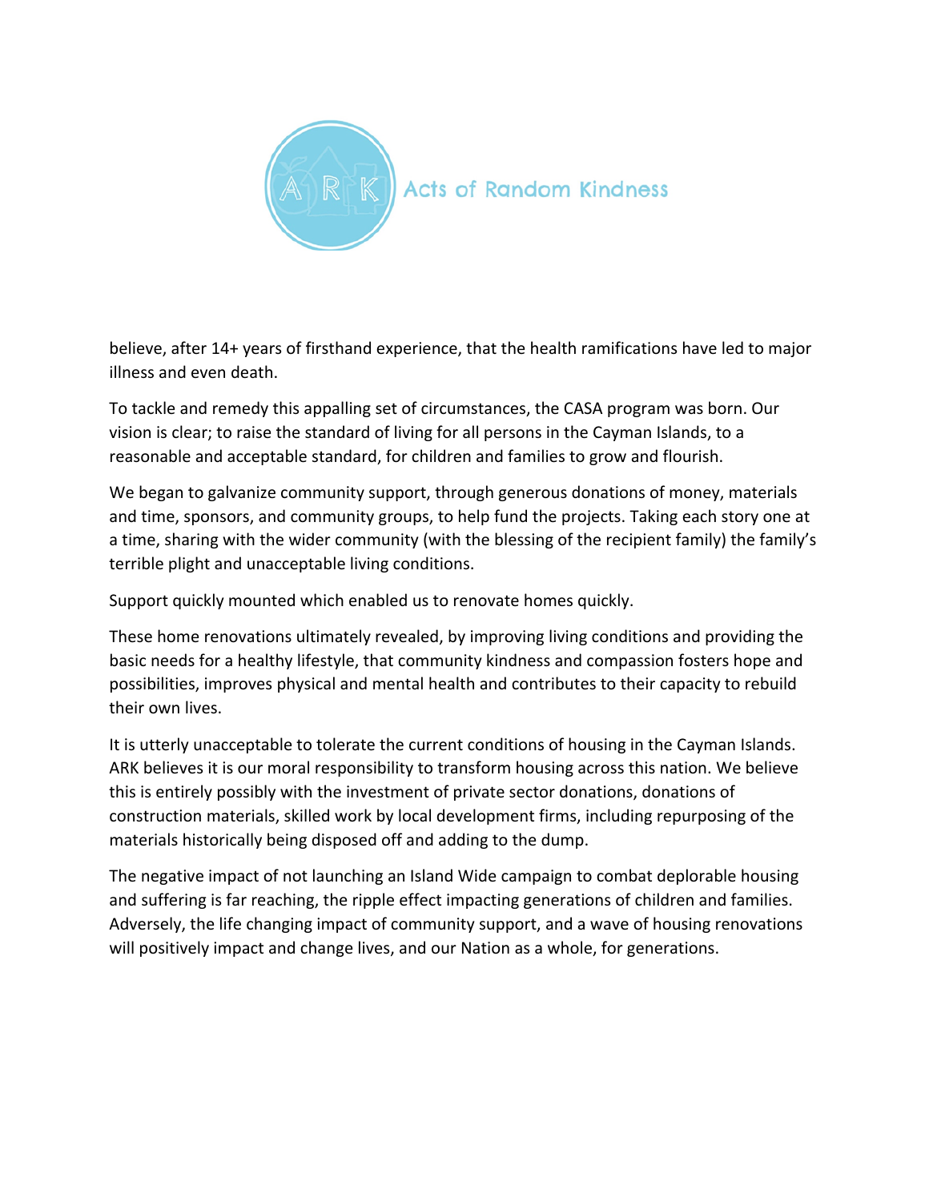believe, after 14+ years of firsthand experience, that the health ramifications have led to major illness and even death.

To tackle and remedy this appalling set of circumstances, the CASA program was born. Our vision is clear; to raise the standard of living for all persons in the Cayman Islands, to a reasonable and acceptable standard, for children and families to grow and flourish.

We began to galvanize community support, through generous donations of money, materials and time, sponsors, and community groups, to help fund the projects. Taking each story one at a time, sharing with the wider community (with the blessing of the recipient family) the family's terrible plight and unacceptable living conditions.

Support quickly mounted which enabled us to renovate homes quickly.

These home renovations ultimately revealed, by improving living conditions and providing the basic needs for a healthy lifestyle, that community kindness and compassion fosters hope and possibilities, improves physical and mental health and contributes to their capacity to rebuild their own lives.

It is utterly unacceptable to tolerate the current conditions of housing in the Cayman Islands. ARK believes it is our moral responsibility to transform housing across this nation. We believe this is entirely possibly with the investment of private sector donations, donations of construction materials, skilled work by local development firms, including repurposing of the materials historically being disposed off and adding to the dump.

The negative impact of not launching an Island Wide campaign to combat deplorable housing and suffering is far reaching, the ripple effect impacting generations of children and families. Adversely, the life changing impact of community support, and a wave of housing renovations will positively impact and change lives, and our Nation as a whole, for generations.